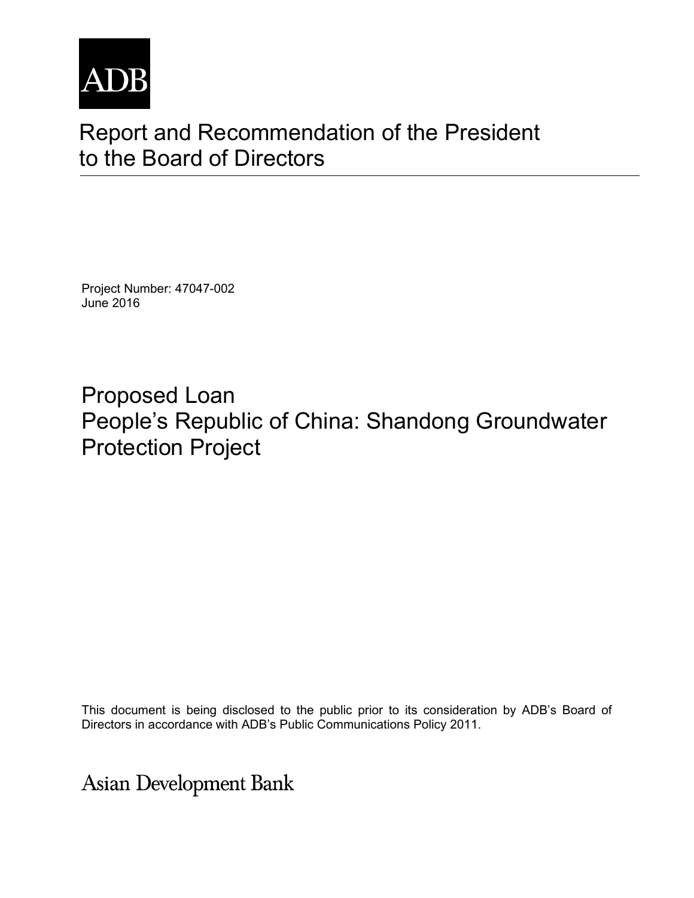ADB

# Report and Recommendation of the President to the Board of Directors

Project Number: 47047-002
June 2016

## Proposed Loan
## People's Republic of China: Shandong Groundwater Protection Project

This document is being disclosed to the public prior to its consideration by ADB's Board of Directors in accordance with ADB's Public Communications Policy 2011.

Asian Development Bank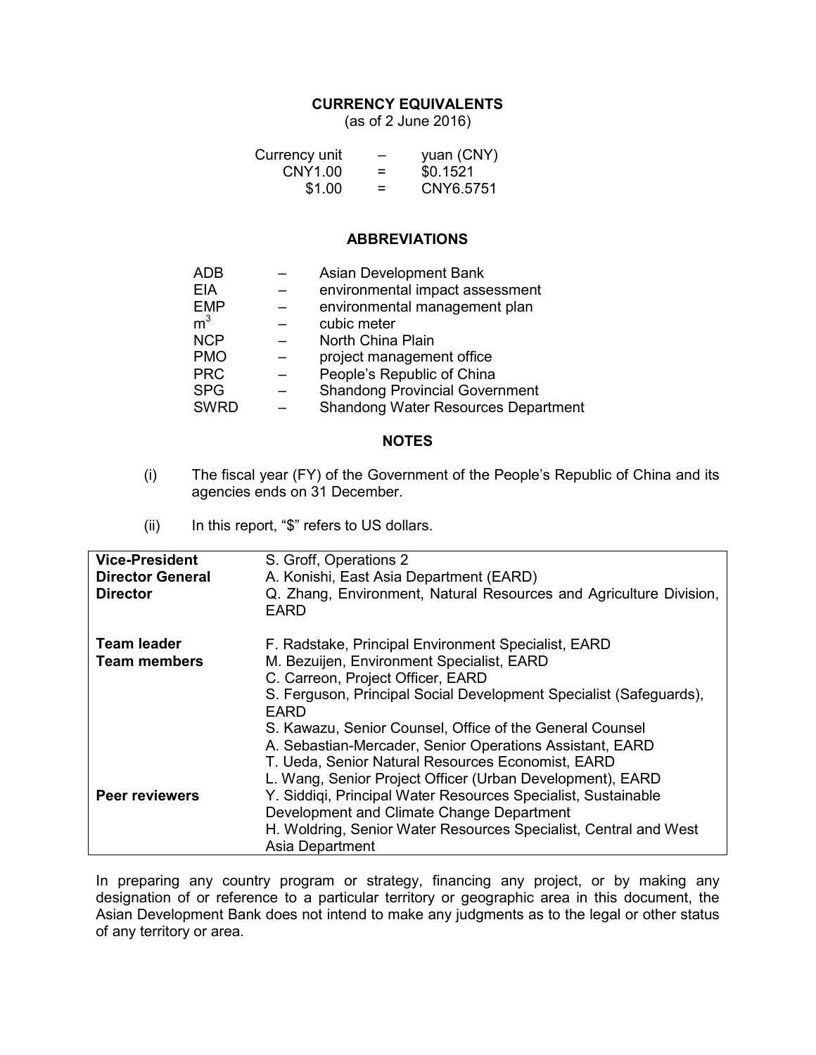## CURRENCY EQUIVALENTS

(as of 2 June 2016)

| | | |
|---|---|---|
| Currency unit | – | yuan (CNY) |
| CNY1.00 | = | $0.1521 |
| $1.00 | = | CNY6.5751 |

## ABBREVIATIONS

| | | |
|---|---|---|
| ADB | – | Asian Development Bank |
| EIA | – | environmental impact assessment |
| EMP | – | environmental management plan |
| $m^3$ | – | cubic meter |
| NCP | – | North China Plain |
| PMO | – | project management office |
| PRC | – | People's Republic of China |
| SPG | – | Shandong Provincial Government |
| SWRD | – | Shandong Water Resources Department |

## NOTES

(i) The fiscal year (FY) of the Government of the People's Republic of China and its agencies ends on 31 December.

(ii) In this report, "$" refers to US dollars.

| | |
|---|---|
| **Vice-President** | S. Groff, Operations 2 |
| **Director General** | A. Konishi, East Asia Department (EARD) |
| **Director** | Q. Zhang, Environment, Natural Resources and Agriculture Division, EARD |
| **Team leader** | F. Radstake, Principal Environment Specialist, EARD |
| **Team members** | M. Bezuijen, Environment Specialist, EARD<br>C. Carreon, Project Officer, EARD<br>S. Ferguson, Principal Social Development Specialist (Safeguards), EARD<br>S. Kawazu, Senior Counsel, Office of the General Counsel<br>A. Sebastian-Mercader, Senior Operations Assistant, EARD<br>T. Ueda, Senior Natural Resources Economist, EARD<br>L. Wang, Senior Project Officer (Urban Development), EARD |
| **Peer reviewers** | Y. Siddiqi, Principal Water Resources Specialist, Sustainable Development and Climate Change Department<br>H. Woldring, Senior Water Resources Specialist, Central and West Asia Department |

In preparing any country program or strategy, financing any project, or by making any designation of or reference to a particular territory or geographic area in this document, the Asian Development Bank does not intend to make any judgments as to the legal or other status of any territory or area.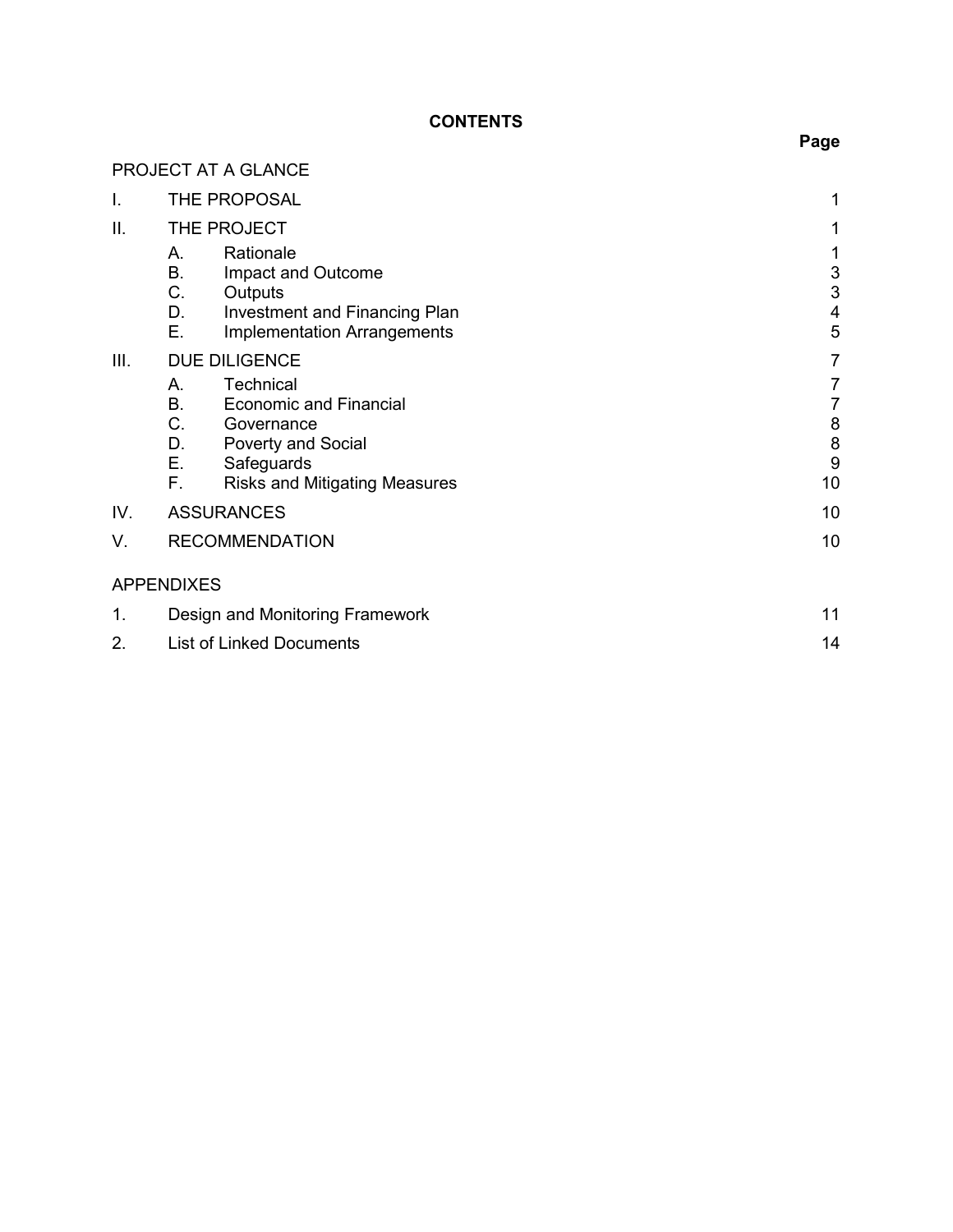# CONTENTS

| | | | Page |
|---|---|---|---|
| PROJECT AT A GLANCE | | | |
| I. | THE PROPOSAL | | 1 |
| II. | THE PROJECT | | 1 |
| | A. | Rationale | 1 |
| | B. | Impact and Outcome | 3 |
| | C. | Outputs | 3 |
| | D. | Investment and Financing Plan | 4 |
| | E. | Implementation Arrangements | 5 |
| III. | DUE DILIGENCE | | 7 |
| | A. | Technical | 7 |
| | B. | Economic and Financial | 7 |
| | C. | Governance | 8 |
| | D. | Poverty and Social | 8 |
| | E. | Safeguards | 9 |
| | F. | Risks and Mitigating Measures | 10 |
| IV. | ASSURANCES | | 10 |
| V. | RECOMMENDATION | | 10 |
| APPENDIXES | | | |
| 1. | Design and Monitoring Framework | | 11 |
| 2. | List of Linked Documents | | 14 |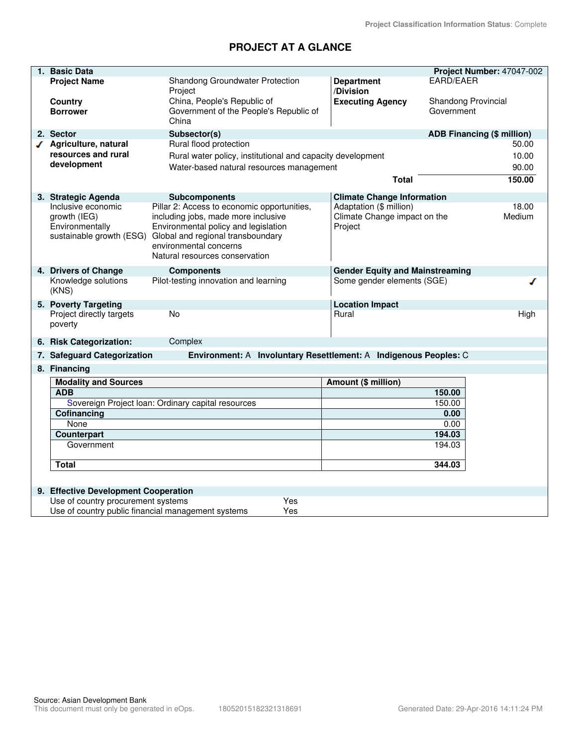Project Classification Information Status: Complete

# PROJECT AT A GLANCE

## 1. Basic Data

**Project Number:** 47047-002

| | | | |
|---|---|---|---|
| **Project Name** | Shandong Groundwater Protection Project | **Department /Division** | EARD/EAER |
| **Country** | China, People's Republic of | **Executing Agency** | Shandong Provincial Government |
| **Borrower** | Government of the People's Republic of China | | |

## 2. Sector

| Sector | Subsector(s) | ADB Financing ($ million) |
|---|---|---|
| ✓ **Agriculture, natural resources and rural development** | Rural flood protection | 50.00 |
| | Rural water policy, institutional and capacity development | 10.00 |
| | Water-based natural resources management | 90.00 |
| | **Total** | **150.00** |

## 3. Strategic Agenda

| Strategic Agenda | Subcomponents | Climate Change Information | |
|---|---|---|---|
| Inclusive economic growth (IEG) | Pillar 2: Access to economic opportunities, including jobs, made more inclusive | Adaptation ($ million) | 18.00 |
| Environmentally sustainable growth (ESG) | Environmental policy and legislation<br>Global and regional transboundary environmental concerns<br>Natural resources conservation | Climate Change impact on the Project | Medium |

## 4. Drivers of Change

| Drivers of Change | Components | Gender Equity and Mainstreaming | |
|---|---|---|---|
| Knowledge solutions (KNS) | Pilot-testing innovation and learning | Some gender elements (SGE) | ✓ |

## 5. Poverty Targeting

| Poverty Targeting | | Location Impact | |
|---|---|---|---|
| Project directly targets poverty | No | Rural | High |

## 6. Risk Categorization: Complex

## 7. Safeguard Categorization

**Environment:** A **Involuntary Resettlement:** A **Indigenous Peoples:** C

## 8. Financing

| Modality and Sources | Amount ($ million) |
|---|---|
| **ADB** | **150.00** |
| Sovereign Project loan: Ordinary capital resources | 150.00 |
| **Cofinancing** | **0.00** |
| None | 0.00 |
| **Counterpart** | **194.03** |
| Government | 194.03 |
| **Total** | **344.03** |

## 9. Effective Development Cooperation

| | |
|---|---|
| Use of country procurement systems | Yes |
| Use of country public financial management systems | Yes |

Source: Asian Development Bank
This document must only be generated in eOps. 18052015182321318691 Generated Date: 29-Apr-2016 14:11:24 PM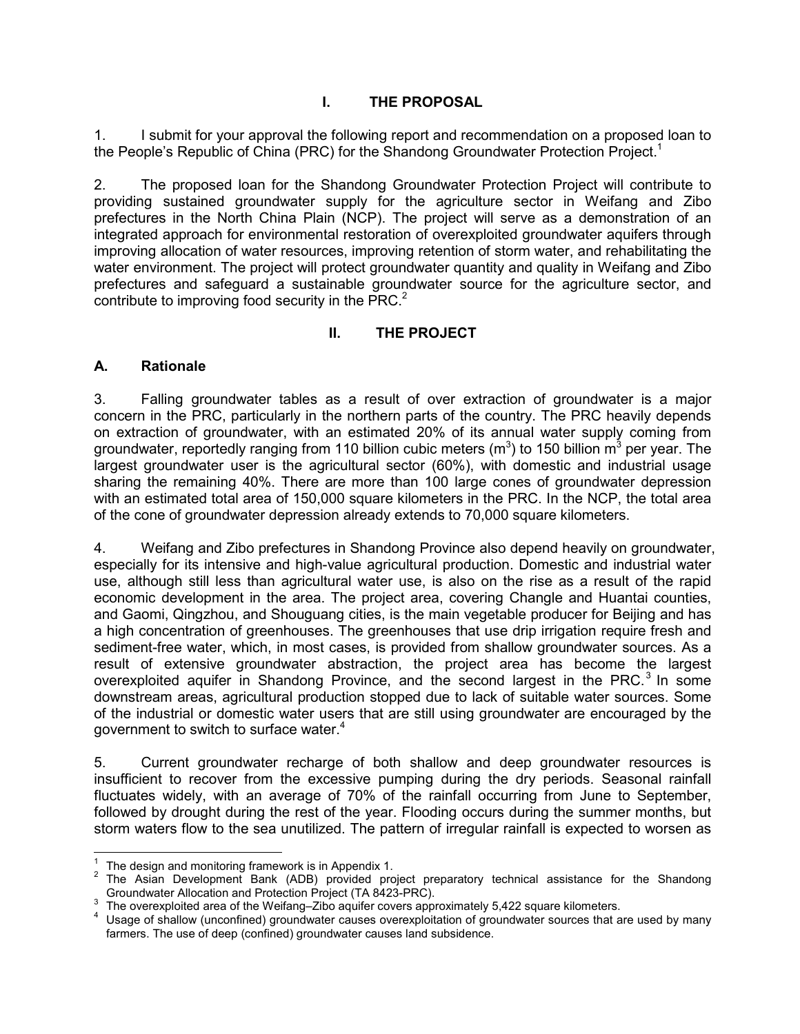# I. THE PROPOSAL

1. I submit for your approval the following report and recommendation on a proposed loan to the People's Republic of China (PRC) for the Shandong Groundwater Protection Project.[1]

2. The proposed loan for the Shandong Groundwater Protection Project will contribute to providing sustained groundwater supply for the agriculture sector in Weifang and Zibo prefectures in the North China Plain (NCP). The project will serve as a demonstration of an integrated approach for environmental restoration of overexploited groundwater aquifers through improving allocation of water resources, improving retention of storm water, and rehabilitating the water environment. The project will protect groundwater quantity and quality in Weifang and Zibo prefectures and safeguard a sustainable groundwater source for the agriculture sector, and contribute to improving food security in the PRC.[2]

# II. THE PROJECT

## A. Rationale

3. Falling groundwater tables as a result of over extraction of groundwater is a major concern in the PRC, particularly in the northern parts of the country. The PRC heavily depends on extraction of groundwater, with an estimated 20% of its annual water supply coming from groundwater, reportedly ranging from 110 billion cubic meters ($m^3$) to 150 billion $m^3$ per year. The largest groundwater user is the agricultural sector (60%), with domestic and industrial usage sharing the remaining 40%. There are more than 100 large cones of groundwater depression with an estimated total area of 150,000 square kilometers in the PRC. In the NCP, the total area of the cone of groundwater depression already extends to 70,000 square kilometers.

4. Weifang and Zibo prefectures in Shandong Province also depend heavily on groundwater, especially for its intensive and high-value agricultural production. Domestic and industrial water use, although still less than agricultural water use, is also on the rise as a result of the rapid economic development in the area. The project area, covering Changle and Huantai counties, and Gaomi, Qingzhou, and Shouguang cities, is the main vegetable producer for Beijing and has a high concentration of greenhouses. The greenhouses that use drip irrigation require fresh and sediment-free water, which, in most cases, is provided from shallow groundwater sources. As a result of extensive groundwater abstraction, the project area has become the largest overexploited aquifer in Shandong Province, and the second largest in the PRC.[3] In some downstream areas, agricultural production stopped due to lack of suitable water sources. Some of the industrial or domestic water users that are still using groundwater are encouraged by the government to switch to surface water.[4]

5. Current groundwater recharge of both shallow and deep groundwater resources is insufficient to recover from the excessive pumping during the dry periods. Seasonal rainfall fluctuates widely, with an average of 70% of the rainfall occurring from June to September, followed by drought during the rest of the year. Flooding occurs during the summer months, but storm waters flow to the sea unutilized. The pattern of irregular rainfall is expected to worsen as

---

[1] The design and monitoring framework is in Appendix 1.

[2] The Asian Development Bank (ADB) provided project preparatory technical assistance for the Shandong Groundwater Allocation and Protection Project (TA 8423-PRC).

[3] The overexploited area of the Weifang–Zibo aquifer covers approximately 5,422 square kilometers.

[4] Usage of shallow (unconfined) groundwater causes overexploitation of groundwater sources that are used by many farmers. The use of deep (confined) groundwater causes land subsidence.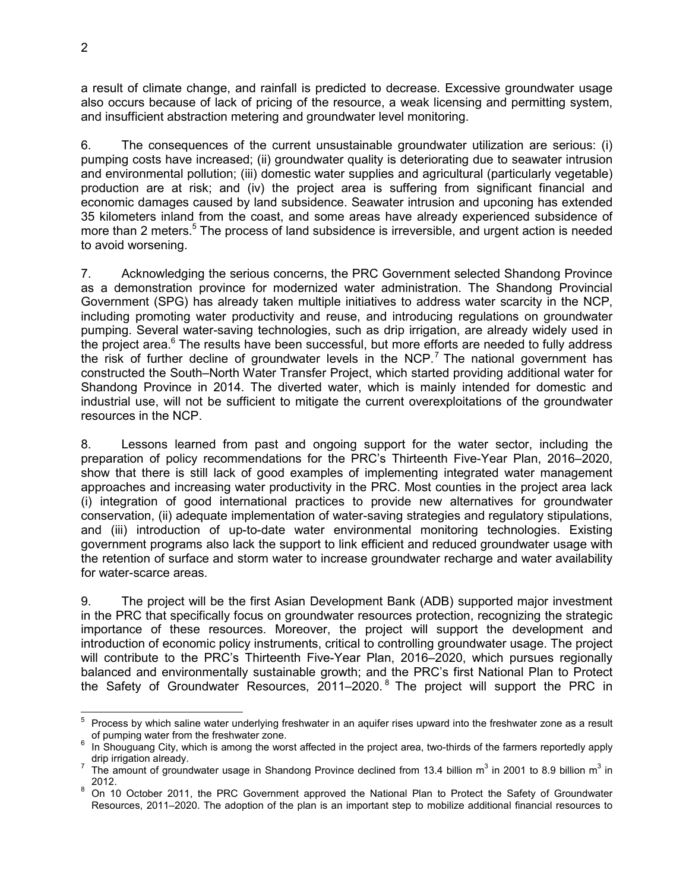a result of climate change, and rainfall is predicted to decrease. Excessive groundwater usage also occurs because of lack of pricing of the resource, a weak licensing and permitting system, and insufficient abstraction metering and groundwater level monitoring.

6. The consequences of the current unsustainable groundwater utilization are serious: (i) pumping costs have increased; (ii) groundwater quality is deteriorating due to seawater intrusion and environmental pollution; (iii) domestic water supplies and agricultural (particularly vegetable) production are at risk; and (iv) the project area is suffering from significant financial and economic damages caused by land subsidence. Seawater intrusion and upconing has extended 35 kilometers inland from the coast, and some areas have already experienced subsidence of more than 2 meters.[5] The process of land subsidence is irreversible, and urgent action is needed to avoid worsening.

7. Acknowledging the serious concerns, the PRC Government selected Shandong Province as a demonstration province for modernized water administration. The Shandong Provincial Government (SPG) has already taken multiple initiatives to address water scarcity in the NCP, including promoting water productivity and reuse, and introducing regulations on groundwater pumping. Several water-saving technologies, such as drip irrigation, are already widely used in the project area.[6] The results have been successful, but more efforts are needed to fully address the risk of further decline of groundwater levels in the NCP.[7] The national government has constructed the South–North Water Transfer Project, which started providing additional water for Shandong Province in 2014. The diverted water, which is mainly intended for domestic and industrial use, will not be sufficient to mitigate the current overexploitations of the groundwater resources in the NCP.

8. Lessons learned from past and ongoing support for the water sector, including the preparation of policy recommendations for the PRC's Thirteenth Five-Year Plan, 2016–2020, show that there is still lack of good examples of implementing integrated water management approaches and increasing water productivity in the PRC. Most counties in the project area lack (i) integration of good international practices to provide new alternatives for groundwater conservation, (ii) adequate implementation of water-saving strategies and regulatory stipulations, and (iii) introduction of up-to-date water environmental monitoring technologies. Existing government programs also lack the support to link efficient and reduced groundwater usage with the retention of surface and storm water to increase groundwater recharge and water availability for water-scarce areas.

9. The project will be the first Asian Development Bank (ADB) supported major investment in the PRC that specifically focus on groundwater resources protection, recognizing the strategic importance of these resources. Moreover, the project will support the development and introduction of economic policy instruments, critical to controlling groundwater usage. The project will contribute to the PRC's Thirteenth Five-Year Plan, 2016–2020, which pursues regionally balanced and environmentally sustainable growth; and the PRC's first National Plan to Protect the Safety of Groundwater Resources, 2011–2020.[8] The project will support the PRC in

---

[5] Process by which saline water underlying freshwater in an aquifer rises upward into the freshwater zone as a result of pumping water from the freshwater zone.

[6] In Shouguang City, which is among the worst affected in the project area, two-thirds of the farmers reportedly apply drip irrigation already.

[7] The amount of groundwater usage in Shandong Province declined from 13.4 billion $m^3$ in 2001 to 8.9 billion $m^3$ in 2012.

[8] On 10 October 2011, the PRC Government approved the National Plan to Protect the Safety of Groundwater Resources, 2011–2020. The adoption of the plan is an important step to mobilize additional financial resources to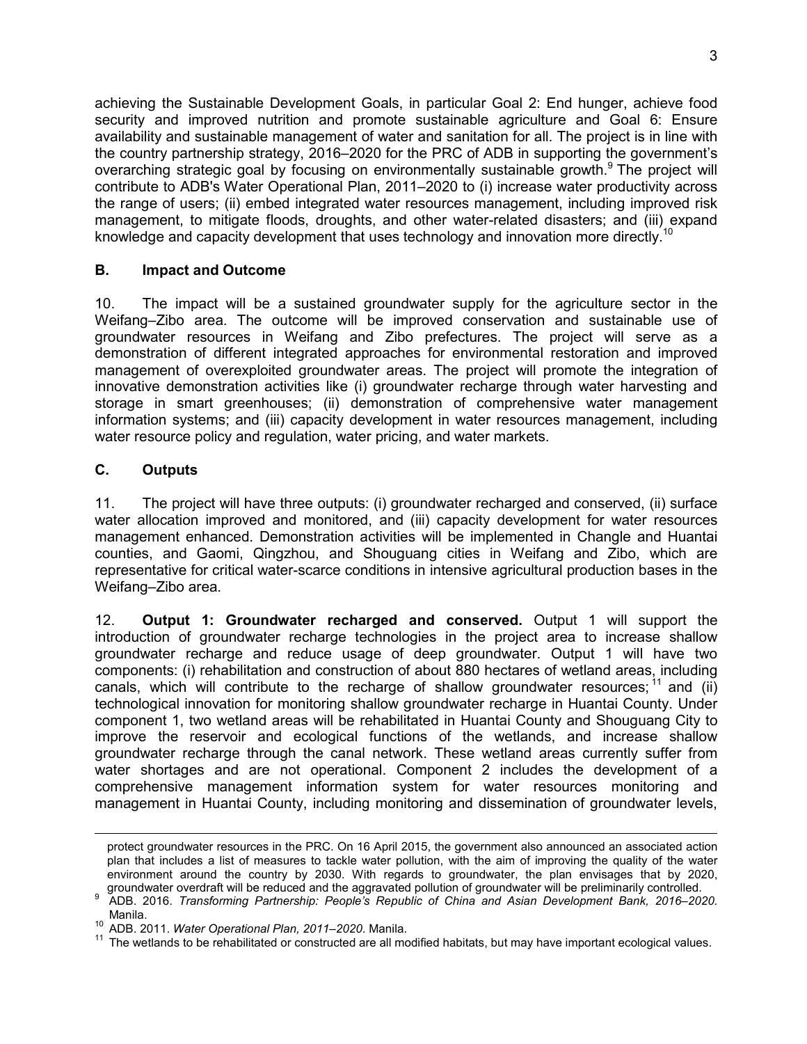achieving the Sustainable Development Goals, in particular Goal 2: End hunger, achieve food security and improved nutrition and promote sustainable agriculture and Goal 6: Ensure availability and sustainable management of water and sanitation for all. The project is in line with the country partnership strategy, 2016–2020 for the PRC of ADB in supporting the government's overarching strategic goal by focusing on environmentally sustainable growth.[9] The project will contribute to ADB's Water Operational Plan, 2011–2020 to (i) increase water productivity across the range of users; (ii) embed integrated water resources management, including improved risk management, to mitigate floods, droughts, and other water-related disasters; and (iii) expand knowledge and capacity development that uses technology and innovation more directly.[10]

## B. Impact and Outcome

10. The impact will be a sustained groundwater supply for the agriculture sector in the Weifang–Zibo area. The outcome will be improved conservation and sustainable use of groundwater resources in Weifang and Zibo prefectures. The project will serve as a demonstration of different integrated approaches for environmental restoration and improved management of overexploited groundwater areas. The project will promote the integration of innovative demonstration activities like (i) groundwater recharge through water harvesting and storage in smart greenhouses; (ii) demonstration of comprehensive water management information systems; and (iii) capacity development in water resources management, including water resource policy and regulation, water pricing, and water markets.

## C. Outputs

11. The project will have three outputs: (i) groundwater recharged and conserved, (ii) surface water allocation improved and monitored, and (iii) capacity development for water resources management enhanced. Demonstration activities will be implemented in Changle and Huantai counties, and Gaomi, Qingzhou, and Shouguang cities in Weifang and Zibo, which are representative for critical water-scarce conditions in intensive agricultural production bases in the Weifang–Zibo area.

12. **Output 1: Groundwater recharged and conserved.** Output 1 will support the introduction of groundwater recharge technologies in the project area to increase shallow groundwater recharge and reduce usage of deep groundwater. Output 1 will have two components: (i) rehabilitation and construction of about 880 hectares of wetland areas, including canals, which will contribute to the recharge of shallow groundwater resources;[11] and (ii) technological innovation for monitoring shallow groundwater recharge in Huantai County. Under component 1, two wetland areas will be rehabilitated in Huantai County and Shouguang City to improve the reservoir and ecological functions of the wetlands, and increase shallow groundwater recharge through the canal network. These wetland areas currently suffer from water shortages and are not operational. Component 2 includes the development of a comprehensive management information system for water resources monitoring and management in Huantai County, including monitoring and dissemination of groundwater levels,

---

protect groundwater resources in the PRC. On 16 April 2015, the government also announced an associated action plan that includes a list of measures to tackle water pollution, with the aim of improving the quality of the water environment around the country by 2030. With regards to groundwater, the plan envisages that by 2020, groundwater overdraft will be reduced and the aggravated pollution of groundwater will be preliminarily controlled.

[9] ADB. 2016. *Transforming Partnership: People's Republic of China and Asian Development Bank, 2016–2020.* Manila.

[10] ADB. 2011. *Water Operational Plan, 2011–2020*. Manila.

[11] The wetlands to be rehabilitated or constructed are all modified habitats, but may have important ecological values.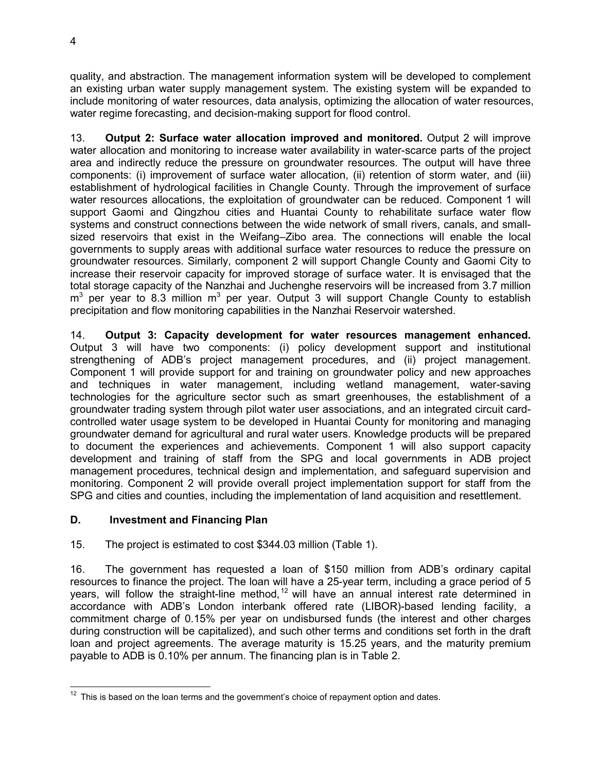quality, and abstraction. The management information system will be developed to complement an existing urban water supply management system. The existing system will be expanded to include monitoring of water resources, data analysis, optimizing the allocation of water resources, water regime forecasting, and decision-making support for flood control.

13. **Output 2: Surface water allocation improved and monitored.** Output 2 will improve water allocation and monitoring to increase water availability in water-scarce parts of the project area and indirectly reduce the pressure on groundwater resources. The output will have three components: (i) improvement of surface water allocation, (ii) retention of storm water, and (iii) establishment of hydrological facilities in Changle County. Through the improvement of surface water resources allocations, the exploitation of groundwater can be reduced. Component 1 will support Gaomi and Qingzhou cities and Huantai County to rehabilitate surface water flow systems and construct connections between the wide network of small rivers, canals, and small-sized reservoirs that exist in the Weifang–Zibo area. The connections will enable the local governments to supply areas with additional surface water resources to reduce the pressure on groundwater resources. Similarly, component 2 will support Changle County and Gaomi City to increase their reservoir capacity for improved storage of surface water. It is envisaged that the total storage capacity of the Nanzhai and Juchenghe reservoirs will be increased from 3.7 million $m^3$ per year to 8.3 million $m^3$ per year. Output 3 will support Changle County to establish precipitation and flow monitoring capabilities in the Nanzhai Reservoir watershed.

14. **Output 3: Capacity development for water resources management enhanced.** Output 3 will have two components: (i) policy development support and institutional strengthening of ADB's project management procedures, and (ii) project management. Component 1 will provide support for and training on groundwater policy and new approaches and techniques in water management, including wetland management, water-saving technologies for the agriculture sector such as smart greenhouses, the establishment of a groundwater trading system through pilot water user associations, and an integrated circuit card-controlled water usage system to be developed in Huantai County for monitoring and managing groundwater demand for agricultural and rural water users. Knowledge products will be prepared to document the experiences and achievements. Component 1 will also support capacity development and training of staff from the SPG and local governments in ADB project management procedures, technical design and implementation, and safeguard supervision and monitoring. Component 2 will provide overall project implementation support for staff from the SPG and cities and counties, including the implementation of land acquisition and resettlement.

## D. Investment and Financing Plan

15. The project is estimated to cost \$344.03 million (Table 1).

16. The government has requested a loan of \$150 million from ADB's ordinary capital resources to finance the project. The loan will have a 25-year term, including a grace period of 5 years, will follow the straight-line method,[12] will have an annual interest rate determined in accordance with ADB's London interbank offered rate (LIBOR)-based lending facility, a commitment charge of 0.15% per year on undisbursed funds (the interest and other charges during construction will be capitalized), and such other terms and conditions set forth in the draft loan and project agreements. The average maturity is 15.25 years, and the maturity premium payable to ADB is 0.10% per annum. The financing plan is in Table 2.

---

[12] This is based on the loan terms and the government's choice of repayment option and dates.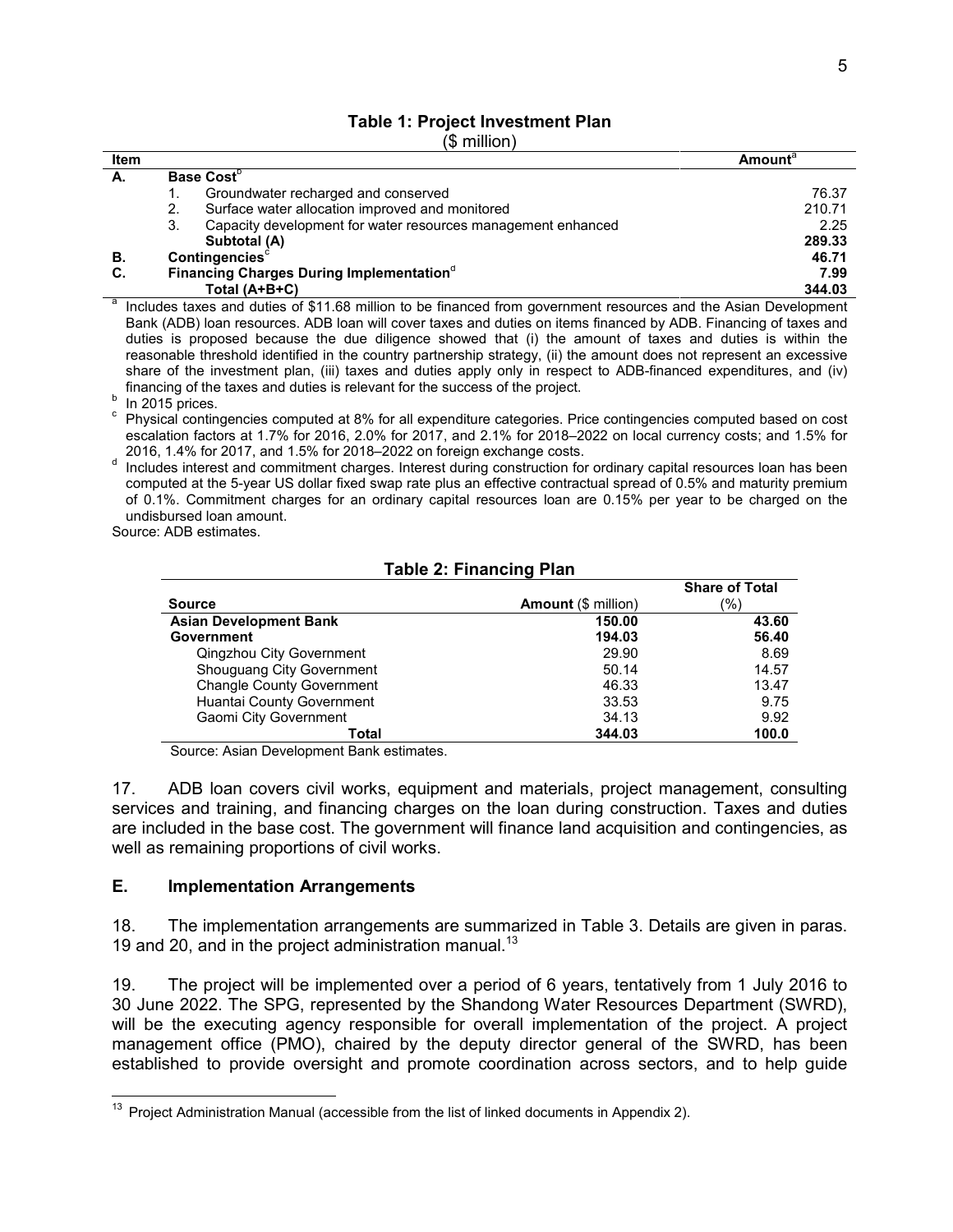**Table 1: Project Investment Plan**
($ million)

| Item | | Amount[a] |
|---|---|---|
| A. | **Base Cost[b]** | |
| | 1. Groundwater recharged and conserved | 76.37 |
| | 2. Surface water allocation improved and monitored | 210.71 |
| | 3. Capacity development for water resources management enhanced | 2.25 |
| | **Subtotal (A)** | **289.33** |
| B. | **Contingencies[c]** | **46.71** |
| C. | **Financing Charges During Implementation[d]** | **7.99** |
| | **Total (A+B+C)** | **344.03** |

[a] Includes taxes and duties of $11.68 million to be financed from government resources and the Asian Development Bank (ADB) loan resources. ADB loan will cover taxes and duties on items financed by ADB. Financing of taxes and duties is proposed because the due diligence showed that (i) the amount of taxes and duties is within the reasonable threshold identified in the country partnership strategy, (ii) the amount does not represent an excessive share of the investment plan, (iii) taxes and duties apply only in respect to ADB-financed expenditures, and (iv) financing of the taxes and duties is relevant for the success of the project.

[b] In 2015 prices.

[c] Physical contingencies computed at 8% for all expenditure categories. Price contingencies computed based on cost escalation factors at 1.7% for 2016, 2.0% for 2017, and 2.1% for 2018–2022 on local currency costs; and 1.5% for 2016, 1.4% for 2017, and 1.5% for 2018–2022 on foreign exchange costs.

[d] Includes interest and commitment charges. Interest during construction for ordinary capital resources loan has been computed at the 5-year US dollar fixed swap rate plus an effective contractual spread of 0.5% and maturity premium of 0.1%. Commitment charges for an ordinary capital resources loan are 0.15% per year to be charged on the undisbursed loan amount.

Source: ADB estimates.

**Table 2: Financing Plan**

| Source | Amount ($ million) | Share of Total (%) |
|---|---|---|
| **Asian Development Bank** | **150.00** | **43.60** |
| **Government** | **194.03** | **56.40** |
| Qingzhou City Government | 29.90 | 8.69 |
| Shouguang City Government | 50.14 | 14.57 |
| Changle County Government | 46.33 | 13.47 |
| Huantai County Government | 33.53 | 9.75 |
| Gaomi City Government | 34.13 | 9.92 |
| **Total** | **344.03** | **100.0** |

Source: Asian Development Bank estimates.

17. ADB loan covers civil works, equipment and materials, project management, consulting services and training, and financing charges on the loan during construction. Taxes and duties are included in the base cost. The government will finance land acquisition and contingencies, as well as remaining proportions of civil works.

## E. Implementation Arrangements

18. The implementation arrangements are summarized in Table 3. Details are given in paras. 19 and 20, and in the project administration manual.[13]

19. The project will be implemented over a period of 6 years, tentatively from 1 July 2016 to 30 June 2022. The SPG, represented by the Shandong Water Resources Department (SWRD), will be the executing agency responsible for overall implementation of the project. A project management office (PMO), chaired by the deputy director general of the SWRD, has been established to provide oversight and promote coordination across sectors, and to help guide

[13] Project Administration Manual (accessible from the list of linked documents in Appendix 2).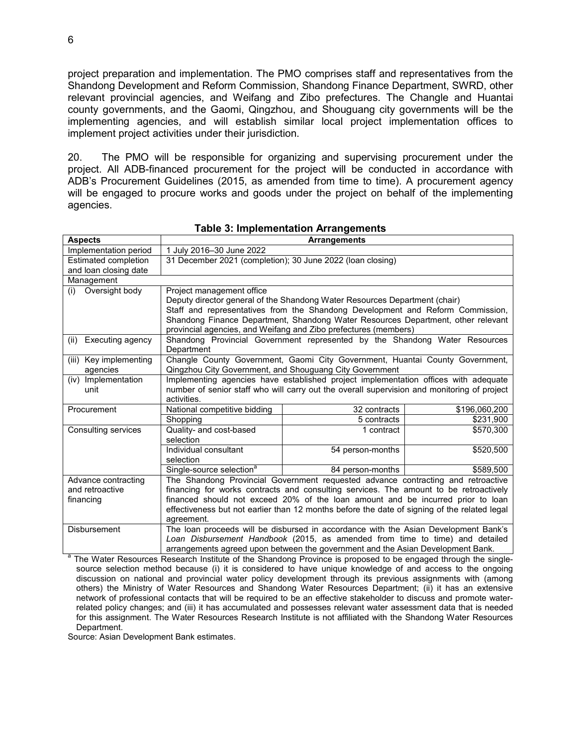project preparation and implementation. The PMO comprises staff and representatives from the Shandong Development and Reform Commission, Shandong Finance Department, SWRD, other relevant provincial agencies, and Weifang and Zibo prefectures. The Changle and Huantai county governments, and the Gaomi, Qingzhou, and Shouguang city governments will be the implementing agencies, and will establish similar local project implementation offices to implement project activities under their jurisdiction.

20. The PMO will be responsible for organizing and supervising procurement under the project. All ADB-financed procurement for the project will be conducted in accordance with ADB's Procurement Guidelines (2015, as amended from time to time). A procurement agency will be engaged to procure works and goods under the project on behalf of the implementing agencies.

**Table 3: Implementation Arrangements**

| Aspects | Arrangements | | |
|---|---|---|---|
| Implementation period | 1 July 2016–30 June 2022 | | |
| Estimated completion and loan closing date | 31 December 2021 (completion); 30 June 2022 (loan closing) | | |
| Management | | | |
| (i) Oversight body | Project management office<br>Deputy director general of the Shandong Water Resources Department (chair)<br>Staff and representatives from the Shandong Development and Reform Commission, Shandong Finance Department, Shandong Water Resources Department, other relevant provincial agencies, and Weifang and Zibo prefectures (members) | | |
| (ii) Executing agency | Shandong Provincial Government represented by the Shandong Water Resources Department | | |
| (iii) Key implementing agencies | Changle County Government, Gaomi City Government, Huantai County Government, Qingzhou City Government, and Shouguang City Government | | |
| (iv) Implementation unit | Implementing agencies have established project implementation offices with adequate number of senior staff who will carry out the overall supervision and monitoring of project activities. | | |
| Procurement | National competitive bidding | 32 contracts | $196,060,200 |
| | Shopping | 5 contracts | $231,900 |
| Consulting services | Quality- and cost-based selection | 1 contract | $570,300 |
| | Individual consultant selection | 54 person-months | $520,500 |
| | Single-source selection[a] | 84 person-months | $589,500 |
| Advance contracting and retroactive financing | The Shandong Provincial Government requested advance contracting and retroactive financing for works contracts and consulting services. The amount to be retroactively financed should not exceed 20% of the loan amount and be incurred prior to loan effectiveness but not earlier than 12 months before the date of signing of the related legal agreement. | | |
| Disbursement | The loan proceeds will be disbursed in accordance with the Asian Development Bank's *Loan Disbursement Handbook* (2015, as amended from time to time) and detailed arrangements agreed upon between the government and the Asian Development Bank. | | |

[a] The Water Resources Research Institute of the Shandong Province is proposed to be engaged through the single-source selection method because (i) it is considered to have unique knowledge of and access to the ongoing discussion on national and provincial water policy development through its previous assignments with (among others) the Ministry of Water Resources and Shandong Water Resources Department; (ii) it has an extensive network of professional contacts that will be required to be an effective stakeholder to discuss and promote water-related policy changes; and (iii) it has accumulated and possesses relevant water assessment data that is needed for this assignment. The Water Resources Research Institute is not affiliated with the Shandong Water Resources Department.

Source: Asian Development Bank estimates.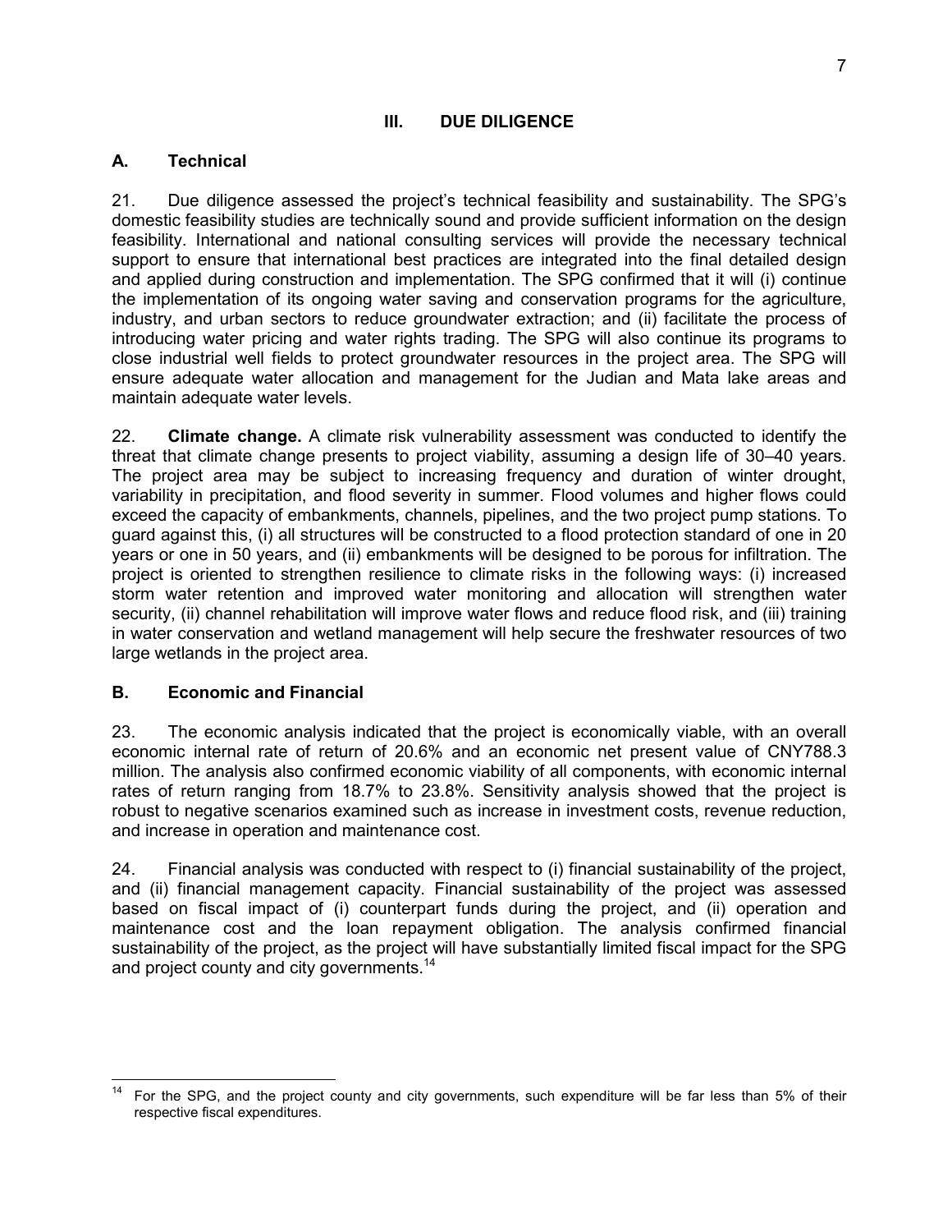## III. DUE DILIGENCE

### A. Technical

21. Due diligence assessed the project's technical feasibility and sustainability. The SPG's domestic feasibility studies are technically sound and provide sufficient information on the design feasibility. International and national consulting services will provide the necessary technical support to ensure that international best practices are integrated into the final detailed design and applied during construction and implementation. The SPG confirmed that it will (i) continue the implementation of its ongoing water saving and conservation programs for the agriculture, industry, and urban sectors to reduce groundwater extraction; and (ii) facilitate the process of introducing water pricing and water rights trading. The SPG will also continue its programs to close industrial well fields to protect groundwater resources in the project area. The SPG will ensure adequate water allocation and management for the Judian and Mata lake areas and maintain adequate water levels.

22. **Climate change.** A climate risk vulnerability assessment was conducted to identify the threat that climate change presents to project viability, assuming a design life of 30–40 years. The project area may be subject to increasing frequency and duration of winter drought, variability in precipitation, and flood severity in summer. Flood volumes and higher flows could exceed the capacity of embankments, channels, pipelines, and the two project pump stations. To guard against this, (i) all structures will be constructed to a flood protection standard of one in 20 years or one in 50 years, and (ii) embankments will be designed to be porous for infiltration. The project is oriented to strengthen resilience to climate risks in the following ways: (i) increased storm water retention and improved water monitoring and allocation will strengthen water security, (ii) channel rehabilitation will improve water flows and reduce flood risk, and (iii) training in water conservation and wetland management will help secure the freshwater resources of two large wetlands in the project area.

### B. Economic and Financial

23. The economic analysis indicated that the project is economically viable, with an overall economic internal rate of return of 20.6% and an economic net present value of CNY788.3 million. The analysis also confirmed economic viability of all components, with economic internal rates of return ranging from 18.7% to 23.8%. Sensitivity analysis showed that the project is robust to negative scenarios examined such as increase in investment costs, revenue reduction, and increase in operation and maintenance cost.

24. Financial analysis was conducted with respect to (i) financial sustainability of the project, and (ii) financial management capacity. Financial sustainability of the project was assessed based on fiscal impact of (i) counterpart funds during the project, and (ii) operation and maintenance cost and the loan repayment obligation. The analysis confirmed financial sustainability of the project, as the project will have substantially limited fiscal impact for the SPG and project county and city governments.[14]

---

[14] For the SPG, and the project county and city governments, such expenditure will be far less than 5% of their respective fiscal expenditures.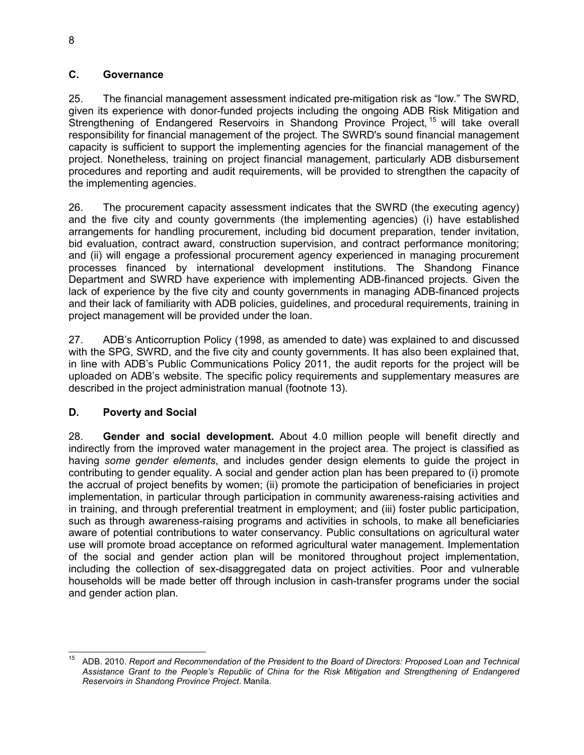## C. Governance

25. The financial management assessment indicated pre-mitigation risk as "low." The SWRD, given its experience with donor-funded projects including the ongoing ADB Risk Mitigation and Strengthening of Endangered Reservoirs in Shandong Province Project,[15] will take overall responsibility for financial management of the project. The SWRD's sound financial management capacity is sufficient to support the implementing agencies for the financial management of the project. Nonetheless, training on project financial management, particularly ADB disbursement procedures and reporting and audit requirements, will be provided to strengthen the capacity of the implementing agencies.

26. The procurement capacity assessment indicates that the SWRD (the executing agency) and the five city and county governments (the implementing agencies) (i) have established arrangements for handling procurement, including bid document preparation, tender invitation, bid evaluation, contract award, construction supervision, and contract performance monitoring; and (ii) will engage a professional procurement agency experienced in managing procurement processes financed by international development institutions. The Shandong Finance Department and SWRD have experience with implementing ADB-financed projects. Given the lack of experience by the five city and county governments in managing ADB-financed projects and their lack of familiarity with ADB policies, guidelines, and procedural requirements, training in project management will be provided under the loan.

27. ADB's Anticorruption Policy (1998, as amended to date) was explained to and discussed with the SPG, SWRD, and the five city and county governments. It has also been explained that, in line with ADB's Public Communications Policy 2011, the audit reports for the project will be uploaded on ADB's website. The specific policy requirements and supplementary measures are described in the project administration manual (footnote 13).

## D. Poverty and Social

28. **Gender and social development.** About 4.0 million people will benefit directly and indirectly from the improved water management in the project area. The project is classified as having *some gender elements*, and includes gender design elements to guide the project in contributing to gender equality. A social and gender action plan has been prepared to (i) promote the accrual of project benefits by women; (ii) promote the participation of beneficiaries in project implementation, in particular through participation in community awareness-raising activities and in training, and through preferential treatment in employment; and (iii) foster public participation, such as through awareness-raising programs and activities in schools, to make all beneficiaries aware of potential contributions to water conservancy. Public consultations on agricultural water use will promote broad acceptance on reformed agricultural water management. Implementation of the social and gender action plan will be monitored throughout project implementation, including the collection of sex-disaggregated data on project activities. Poor and vulnerable households will be made better off through inclusion in cash-transfer programs under the social and gender action plan.

---

[15] ADB. 2010. *Report and Recommendation of the President to the Board of Directors: Proposed Loan and Technical Assistance Grant to the People's Republic of China for the Risk Mitigation and Strengthening of Endangered Reservoirs in Shandong Province Project*. Manila.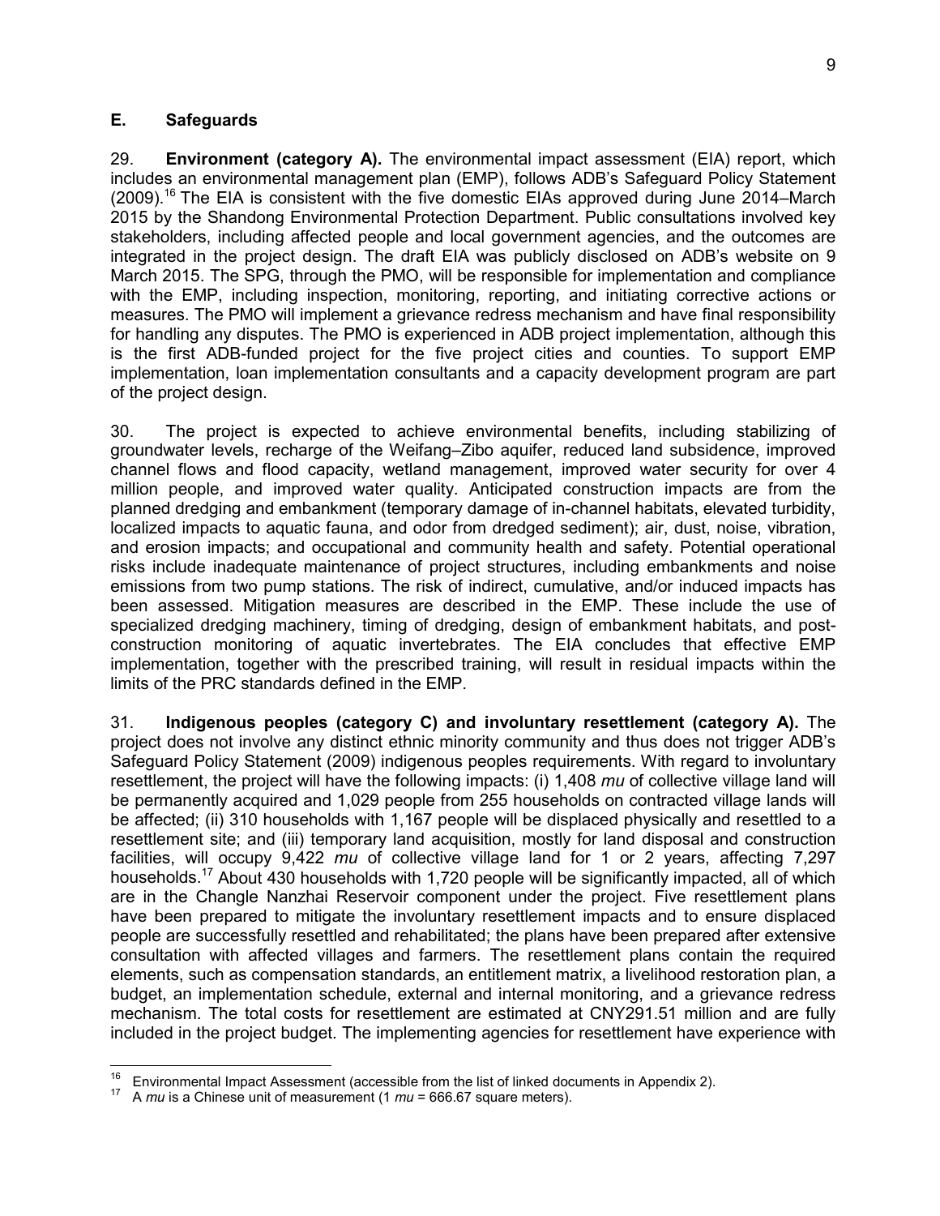### E. Safeguards

29. **Environment (category A).** The environmental impact assessment (EIA) report, which includes an environmental management plan (EMP), follows ADB's Safeguard Policy Statement (2009).[16] The EIA is consistent with the five domestic EIAs approved during June 2014–March 2015 by the Shandong Environmental Protection Department. Public consultations involved key stakeholders, including affected people and local government agencies, and the outcomes are integrated in the project design. The draft EIA was publicly disclosed on ADB's website on 9 March 2015. The SPG, through the PMO, will be responsible for implementation and compliance with the EMP, including inspection, monitoring, reporting, and initiating corrective actions or measures. The PMO will implement a grievance redress mechanism and have final responsibility for handling any disputes. The PMO is experienced in ADB project implementation, although this is the first ADB-funded project for the five project cities and counties. To support EMP implementation, loan implementation consultants and a capacity development program are part of the project design.

30. The project is expected to achieve environmental benefits, including stabilizing of groundwater levels, recharge of the Weifang–Zibo aquifer, reduced land subsidence, improved channel flows and flood capacity, wetland management, improved water security for over 4 million people, and improved water quality. Anticipated construction impacts are from the planned dredging and embankment (temporary damage of in-channel habitats, elevated turbidity, localized impacts to aquatic fauna, and odor from dredged sediment); air, dust, noise, vibration, and erosion impacts; and occupational and community health and safety. Potential operational risks include inadequate maintenance of project structures, including embankments and noise emissions from two pump stations. The risk of indirect, cumulative, and/or induced impacts has been assessed. Mitigation measures are described in the EMP. These include the use of specialized dredging machinery, timing of dredging, design of embankment habitats, and post-construction monitoring of aquatic invertebrates. The EIA concludes that effective EMP implementation, together with the prescribed training, will result in residual impacts within the limits of the PRC standards defined in the EMP.

31. **Indigenous peoples (category C) and involuntary resettlement (category A).** The project does not involve any distinct ethnic minority community and thus does not trigger ADB's Safeguard Policy Statement (2009) indigenous peoples requirements. With regard to involuntary resettlement, the project will have the following impacts: (i) 1,408 *mu* of collective village land will be permanently acquired and 1,029 people from 255 households on contracted village lands will be affected; (ii) 310 households with 1,167 people will be displaced physically and resettled to a resettlement site; and (iii) temporary land acquisition, mostly for land disposal and construction facilities, will occupy 9,422 *mu* of collective village land for 1 or 2 years, affecting 7,297 households.[17] About 430 households with 1,720 people will be significantly impacted, all of which are in the Changle Nanzhai Reservoir component under the project. Five resettlement plans have been prepared to mitigate the involuntary resettlement impacts and to ensure displaced people are successfully resettled and rehabilitated; the plans have been prepared after extensive consultation with affected villages and farmers. The resettlement plans contain the required elements, such as compensation standards, an entitlement matrix, a livelihood restoration plan, a budget, an implementation schedule, external and internal monitoring, and a grievance redress mechanism. The total costs for resettlement are estimated at CNY291.51 million and are fully included in the project budget. The implementing agencies for resettlement have experience with

---

[16] Environmental Impact Assessment (accessible from the list of linked documents in Appendix 2).

[17] A *mu* is a Chinese unit of measurement (1 *mu* = 666.67 square meters).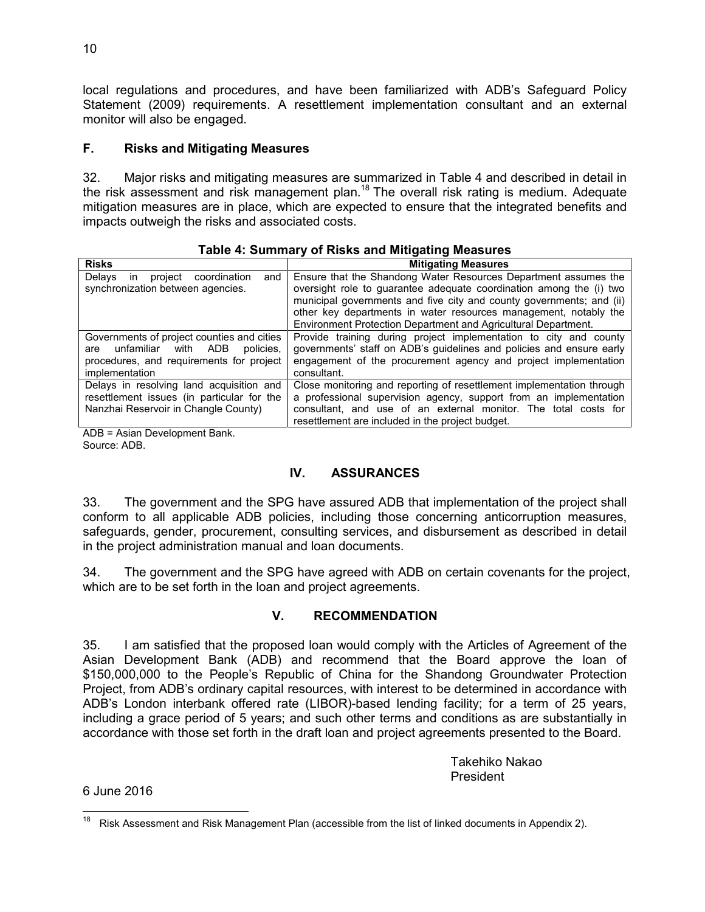local regulations and procedures, and have been familiarized with ADB's Safeguard Policy Statement (2009) requirements. A resettlement implementation consultant and an external monitor will also be engaged.

### F. Risks and Mitigating Measures

32. Major risks and mitigating measures are summarized in Table 4 and described in detail in the risk assessment and risk management plan.[18] The overall risk rating is medium. Adequate mitigation measures are in place, which are expected to ensure that the integrated benefits and impacts outweigh the risks and associated costs.

**Table 4: Summary of Risks and Mitigating Measures**

| Risks | Mitigating Measures |
| --- | --- |
| Delays in project coordination and synchronization between agencies. | Ensure that the Shandong Water Resources Department assumes the oversight role to guarantee adequate coordination among the (i) two municipal governments and five city and county governments; and (ii) other key departments in water resources management, notably the Environment Protection Department and Agricultural Department. |
| Governments of project counties and cities are unfamiliar with ADB policies, procedures, and requirements for project implementation | Provide training during project implementation to city and county governments' staff on ADB's guidelines and policies and ensure early engagement of the procurement agency and project implementation consultant. |
| Delays in resolving land acquisition and resettlement issues (in particular for the Nanzhai Reservoir in Changle County) | Close monitoring and reporting of resettlement implementation through a professional supervision agency, support from an implementation consultant, and use of an external monitor. The total costs for resettlement are included in the project budget. |

ADB = Asian Development Bank.
Source: ADB.

## IV. ASSURANCES

33. The government and the SPG have assured ADB that implementation of the project shall conform to all applicable ADB policies, including those concerning anticorruption measures, safeguards, gender, procurement, consulting services, and disbursement as described in detail in the project administration manual and loan documents.

34. The government and the SPG have agreed with ADB on certain covenants for the project, which are to be set forth in the loan and project agreements.

## V. RECOMMENDATION

35. I am satisfied that the proposed loan would comply with the Articles of Agreement of the Asian Development Bank (ADB) and recommend that the Board approve the loan of \$150,000,000 to the People's Republic of China for the Shandong Groundwater Protection Project, from ADB's ordinary capital resources, with interest to be determined in accordance with ADB's London interbank offered rate (LIBOR)-based lending facility; for a term of 25 years, including a grace period of 5 years; and such other terms and conditions as are substantially in accordance with those set forth in the draft loan and project agreements presented to the Board.

Takehiko Nakao
President

6 June 2016

[18] Risk Assessment and Risk Management Plan (accessible from the list of linked documents in Appendix 2).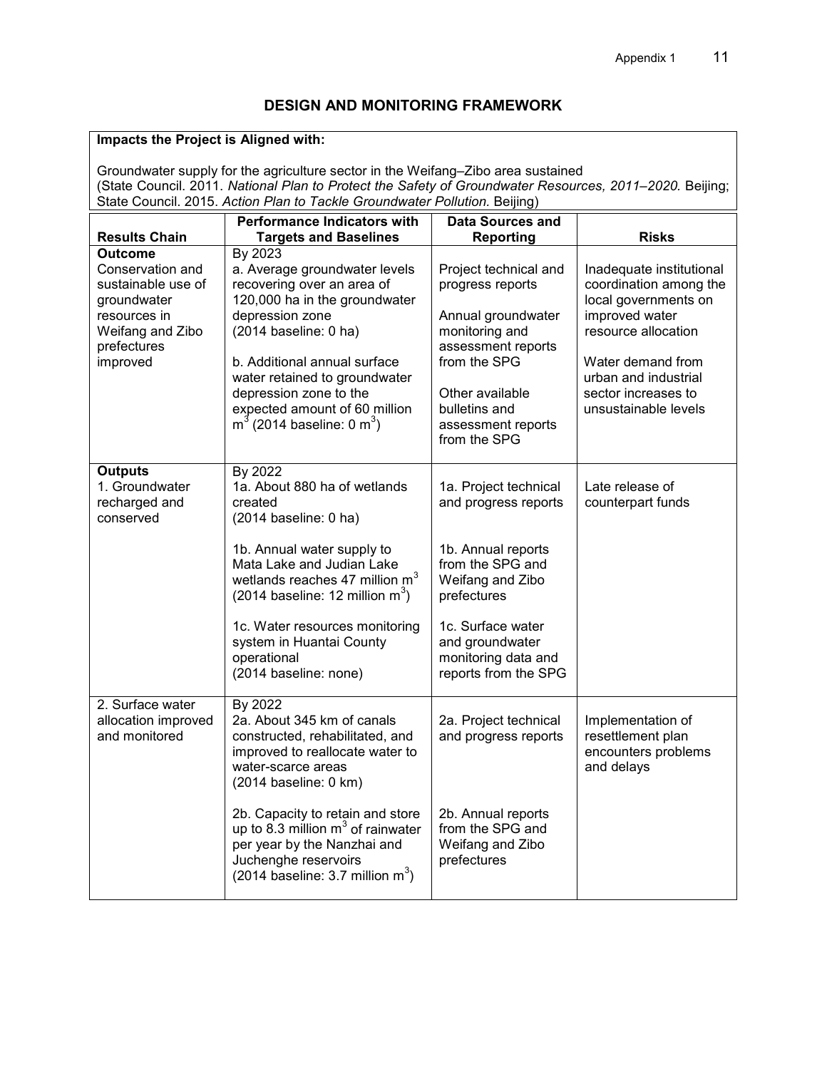## DESIGN AND MONITORING FRAMEWORK

**Impacts the Project is Aligned with:**

Groundwater supply for the agriculture sector in the Weifang–Zibo area sustained (State Council. 2011. *National Plan to Protect the Safety of Groundwater Resources, 2011–2020.* Beijing; State Council. 2015. *Action Plan to Tackle Groundwater Pollution.* Beijing)

| Results Chain | Performance Indicators with Targets and Baselines | Data Sources and Reporting | Risks |
|---|---|---|---|
| **Outcome**<br>Conservation and sustainable use of groundwater resources in Weifang and Zibo prefectures improved | By 2023<br>a. Average groundwater levels recovering over an area of 120,000 ha in the groundwater depression zone<br>(2014 baseline: 0 ha)<br><br>b. Additional annual surface water retained to groundwater depression zone to the expected amount of 60 million $m^3$ (2014 baseline: 0 $m^3$) | Project technical and progress reports<br><br>Annual groundwater monitoring and assessment reports from the SPG<br><br>Other available bulletins and assessment reports from the SPG | Inadequate institutional coordination among the local governments on improved water resource allocation<br><br>Water demand from urban and industrial sector increases to unsustainable levels |
| **Outputs**<br>1. Groundwater recharged and conserved | By 2022<br>1a. About 880 ha of wetlands created<br>(2014 baseline: 0 ha)<br><br>1b. Annual water supply to Mata Lake and Judian Lake wetlands reaches 47 million $m^3$ (2014 baseline: 12 million $m^3$)<br><br>1c. Water resources monitoring system in Huantai County operational<br>(2014 baseline: none) | 1a. Project technical and progress reports<br><br>1b. Annual reports from the SPG and Weifang and Zibo prefectures<br><br>1c. Surface water and groundwater monitoring data and reports from the SPG | Late release of counterpart funds |
| 2. Surface water allocation improved and monitored | By 2022<br>2a. About 345 km of canals constructed, rehabilitated, and improved to reallocate water to water-scarce areas<br>(2014 baseline: 0 km)<br><br>2b. Capacity to retain and store up to 8.3 million $m^3$ of rainwater per year by the Nanzhai and Juchenghe reservoirs<br>(2014 baseline: 3.7 million $m^3$) | 2a. Project technical and progress reports<br><br>2b. Annual reports from the SPG and Weifang and Zibo prefectures | Implementation of resettlement plan encounters problems and delays |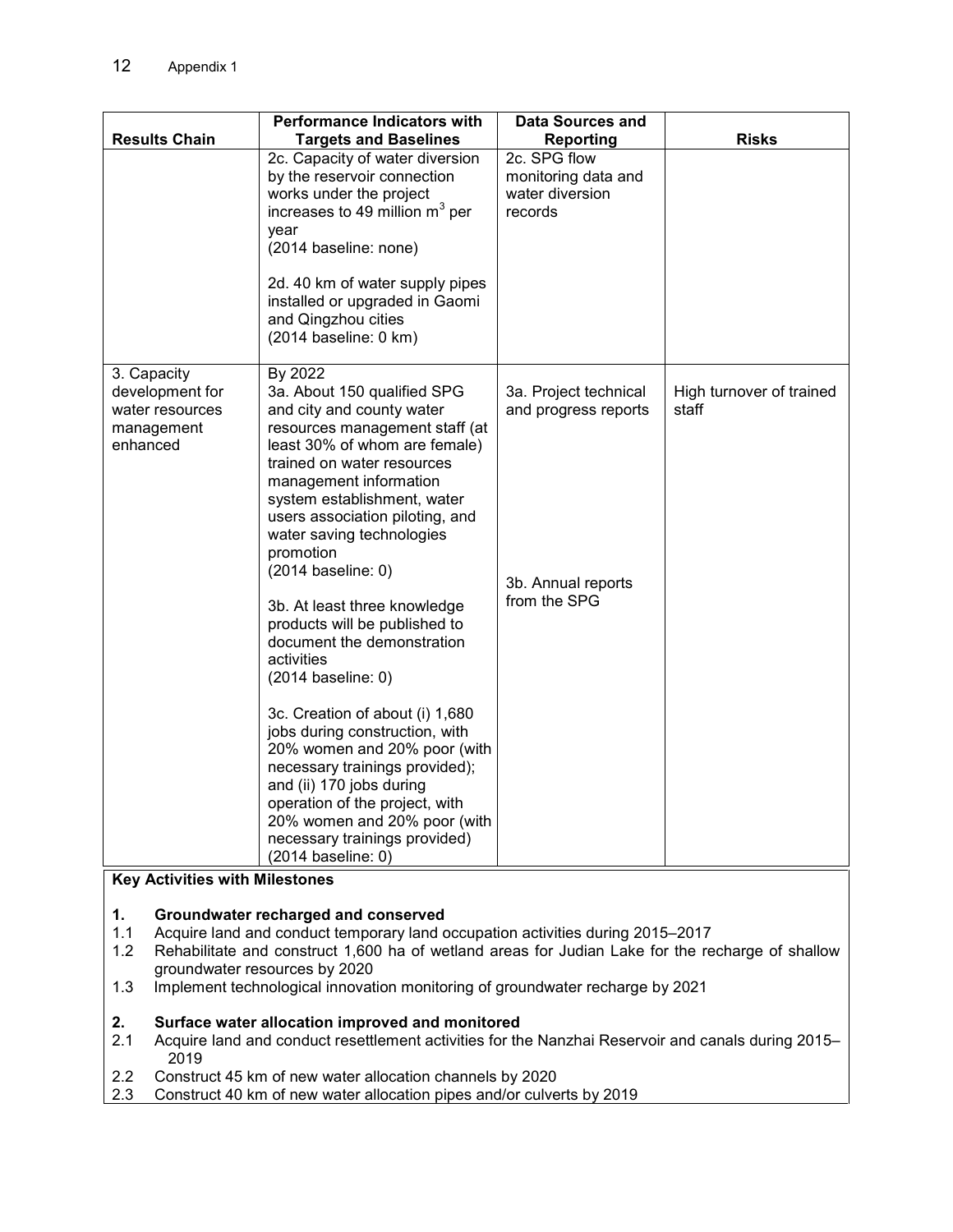| Results Chain | Performance Indicators with Targets and Baselines | Data Sources and Reporting | Risks |
|---|---|---|---|
| | 2c. Capacity of water diversion by the reservoir connection works under the project increases to 49 million $m^3$ per year (2014 baseline: none)<br><br>2d. 40 km of water supply pipes installed or upgraded in Gaomi and Qingzhou cities (2014 baseline: 0 km) | 2c. SPG flow monitoring data and water diversion records | |
| 3. Capacity development for water resources management enhanced | By 2022<br>3a. About 150 qualified SPG and city and county water resources management staff (at least 30% of whom are female) trained on water resources management information system establishment, water users association piloting, and water saving technologies promotion (2014 baseline: 0)<br><br>3b. At least three knowledge products will be published to document the demonstration activities (2014 baseline: 0)<br><br>3c. Creation of about (i) 1,680 jobs during construction, with 20% women and 20% poor (with necessary trainings provided); and (ii) 170 jobs during operation of the project, with 20% women and 20% poor (with necessary trainings provided) (2014 baseline: 0) | 3a. Project technical and progress reports<br><br>3b. Annual reports from the SPG | High turnover of trained staff |

**Key Activities with Milestones**

**1. Groundwater recharged and conserved**

1.1 Acquire land and conduct temporary land occupation activities during 2015–2017

1.2 Rehabilitate and construct 1,600 ha of wetland areas for Judian Lake for the recharge of shallow groundwater resources by 2020

1.3 Implement technological innovation monitoring of groundwater recharge by 2021

**2. Surface water allocation improved and monitored**

2.1 Acquire land and conduct resettlement activities for the Nanzhai Reservoir and canals during 2015–2019

2.2 Construct 45 km of new water allocation channels by 2020

2.3 Construct 40 km of new water allocation pipes and/or culverts by 2019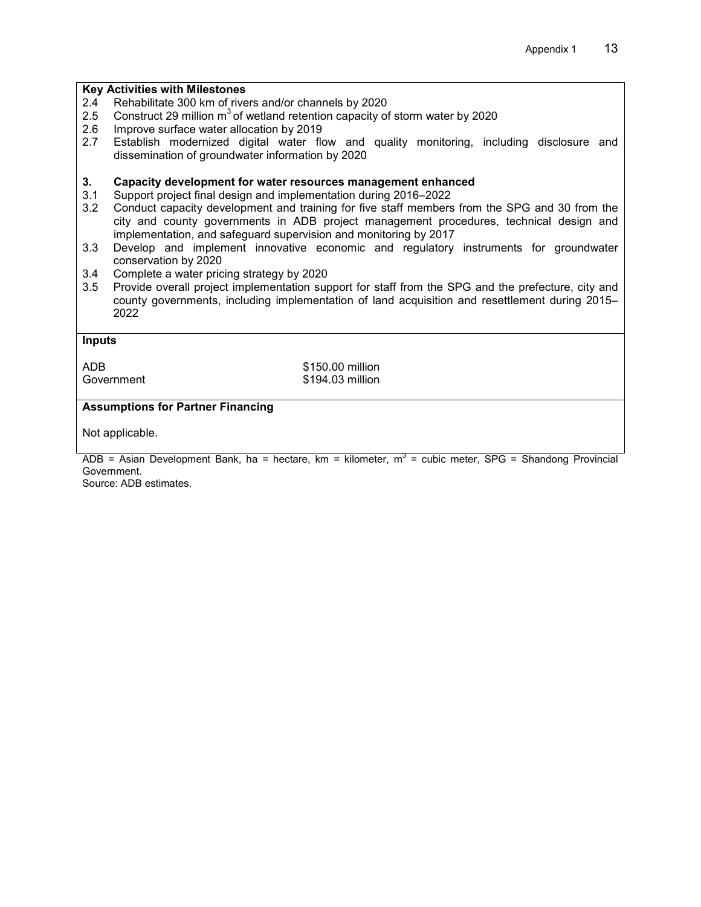**Key Activities with Milestones**

2.4 Rehabilitate 300 km of rivers and/or channels by 2020
2.5 Construct 29 million $m^3$ of wetland retention capacity of storm water by 2020
2.6 Improve surface water allocation by 2019
2.7 Establish modernized digital water flow and quality monitoring, including disclosure and dissemination of groundwater information by 2020

**3. Capacity development for water resources management enhanced**

3.1 Support project final design and implementation during 2016–2022
3.2 Conduct capacity development and training for five staff members from the SPG and 30 from the city and county governments in ADB project management procedures, technical design and implementation, and safeguard supervision and monitoring by 2017
3.3 Develop and implement innovative economic and regulatory instruments for groundwater conservation by 2020
3.4 Complete a water pricing strategy by 2020
3.5 Provide overall project implementation support for staff from the SPG and the prefecture, city and county governments, including implementation of land acquisition and resettlement during 2015–2022

**Inputs**

ADB $150.00 million
Government $194.03 million

**Assumptions for Partner Financing**

Not applicable.

ADB = Asian Development Bank, ha = hectare, km = kilometer, $m^3$ = cubic meter, SPG = Shandong Provincial Government.
Source: ADB estimates.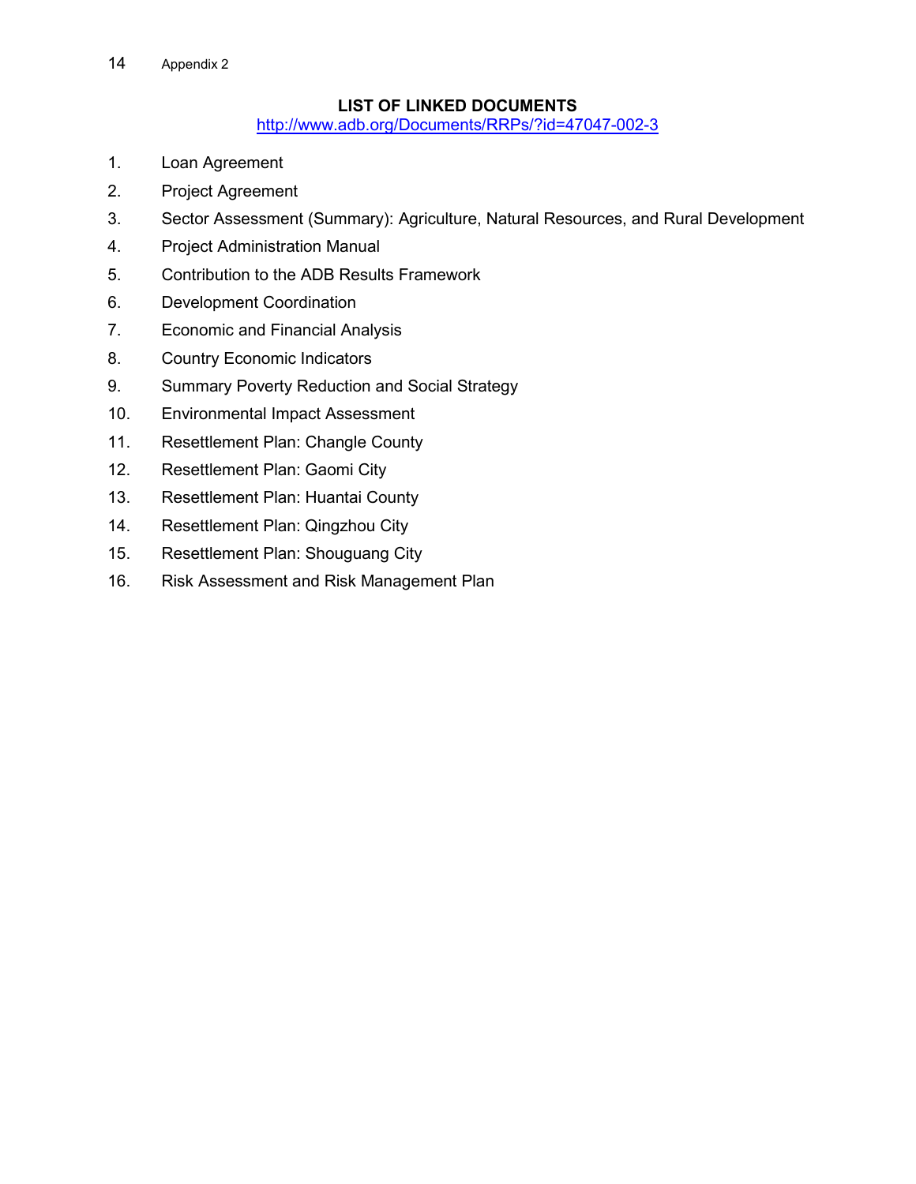## LIST OF LINKED DOCUMENTS

http://www.adb.org/Documents/RRPs/?id=47047-002-3

1. Loan Agreement
2. Project Agreement
3. Sector Assessment (Summary): Agriculture, Natural Resources, and Rural Development
4. Project Administration Manual
5. Contribution to the ADB Results Framework
6. Development Coordination
7. Economic and Financial Analysis
8. Country Economic Indicators
9. Summary Poverty Reduction and Social Strategy
10. Environmental Impact Assessment
11. Resettlement Plan: Changle County
12. Resettlement Plan: Gaomi City
13. Resettlement Plan: Huantai County
14. Resettlement Plan: Qingzhou City
15. Resettlement Plan: Shouguang City
16. Risk Assessment and Risk Management Plan